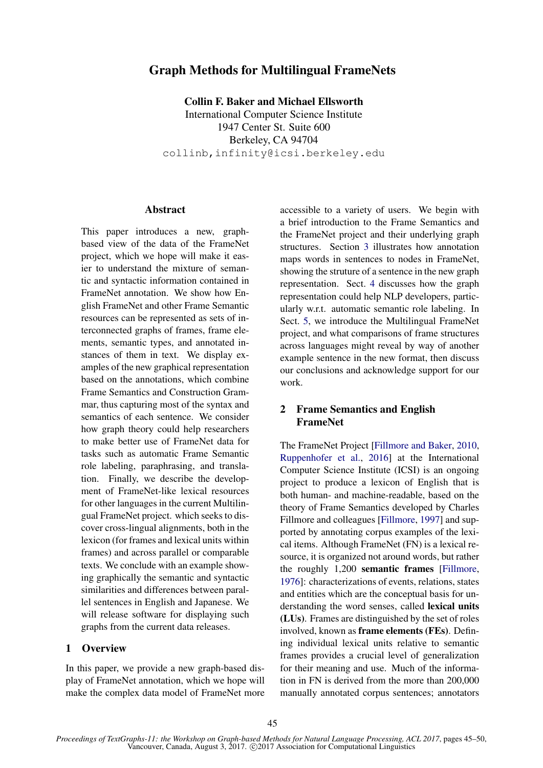# Graph Methods for Multilingual FrameNets

**Collin F. Baker and Michael Ellsworth**
International Computer Science Institute
1947 Center St. Suite 600
Berkeley, CA 94704
`collinb,infinity@icsi.berkeley.edu`

## Abstract

This paper introduces a new, graph-based view of the data of the FrameNet project, which we hope will make it easier to understand the mixture of semantic and syntactic information contained in FrameNet annotation. We show how English FrameNet and other Frame Semantic resources can be represented as sets of interconnected graphs of frames, frame elements, semantic types, and annotated instances of them in text. We display examples of the new graphical representation based on the annotations, which combine Frame Semantics and Construction Grammar, thus capturing most of the syntax and semantics of each sentence. We consider how graph theory could help researchers to make better use of FrameNet data for tasks such as automatic Frame Semantic role labeling, paraphrasing, and translation. Finally, we describe the development of FrameNet-like lexical resources for other languages in the current Multilingual FrameNet project. which seeks to discover cross-lingual alignments, both in the lexicon (for frames and lexical units within frames) and across parallel or comparable texts. We conclude with an example showing graphically the semantic and syntactic similarities and differences between parallel sentences in English and Japanese. We will release software for displaying such graphs from the current data releases.

## 1 Overview

In this paper, we provide a new graph-based display of FrameNet annotation, which we hope will make the complex data model of FrameNet more accessible to a variety of users. We begin with a brief introduction to the Frame Semantics and the FrameNet project and their underlying graph structures. Section 3 illustrates how annotation maps words in sentences to nodes in FrameNet, showing the struture of a sentence in the new graph representation. Sect. 4 discusses how the graph representation could help NLP developers, particularly w.r.t. automatic semantic role labeling. In Sect. 5, we introduce the Multilingual FrameNet project, and what comparisons of frame structures across languages might reveal by way of another example sentence in the new format, then discuss our conclusions and acknowledge support for our work.

## 2 Frame Semantics and English FrameNet

The FrameNet Project [Fillmore and Baker, 2010, Ruppenhofer et al., 2016] at the International Computer Science Institute (ICSI) is an ongoing project to produce a lexicon of English that is both human- and machine-readable, based on the theory of Frame Semantics developed by Charles Fillmore and colleagues [Fillmore, 1997] and supported by annotating corpus examples of the lexical items. Although FrameNet (FN) is a lexical resource, it is organized not around words, but rather the roughly 1,200 **semantic frames** [Fillmore, 1976]: characterizations of events, relations, states and entities which are the conceptual basis for understanding the word senses, called **lexical units (LUs)**. Frames are distinguished by the set of roles involved, known as **frame elements (FEs)**. Defining individual lexical units relative to semantic frames provides a crucial level of generalization for their meaning and use. Much of the information in FN is derived from the more than 200,000 manually annotated corpus sentences; annotators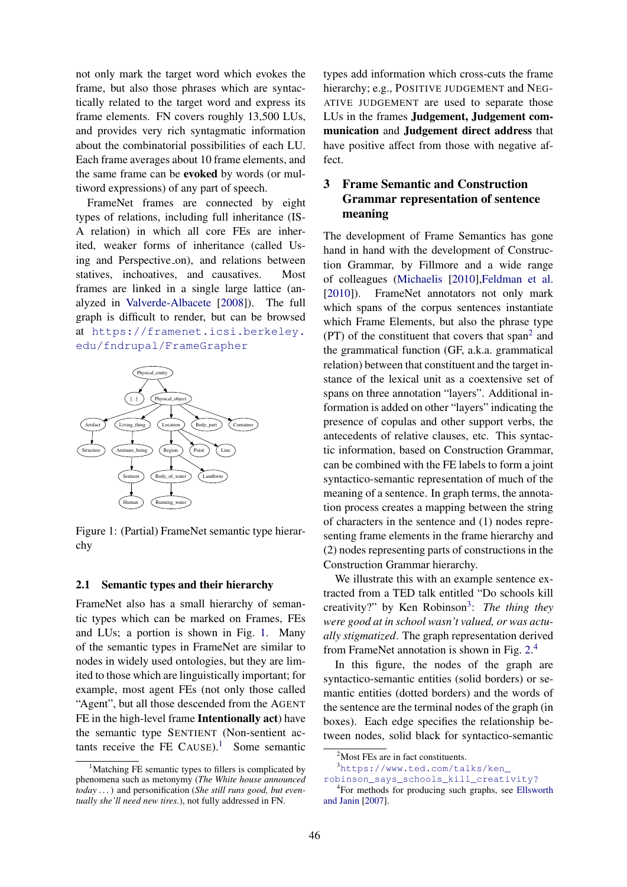not only mark the target word which evokes the frame, but also those phrases which are syntactically related to the target word and express its frame elements. FN covers roughly 13,500 LUs, and provides very rich syntagmatic information about the combinatorial possibilities of each LU. Each frame averages about 10 frame elements, and the same frame can be **evoked** by words (or multiword expressions) of any part of speech.

FrameNet frames are connected by eight types of relations, including full inheritance (IS-A relation) in which all core FEs are inherited, weaker forms of inheritance (called Using and Perspective_on), and relations between statives, inchoatives, and causatives. Most frames are linked in a single large lattice (analyzed in Valverde-Albacete [2008]). The full graph is difficult to render, but can be browsed at https://framenet.icsi.berkeley.edu/fndrupal/FrameGrapher

Figure 1: (Partial) FrameNet semantic type hierarchy

### 2.1 Semantic types and their hierarchy

FrameNet also has a small hierarchy of semantic types which can be marked on Frames, FEs and LUs; a portion is shown in Fig. 1. Many of the semantic types in FrameNet are similar to nodes in widely used ontologies, but they are limited to those which are linguistically important; for example, most agent FEs (not only those called "Agent", but all those descended from the AGENT FE in the high-level frame **Intentionally act**) have the semantic type SENTIENT (Non-sentient actants receive the FE CAUSE).[1] Some semantic types add information which cross-cuts the frame hierarchy; e.g., POSITIVE JUDGEMENT and NEGATIVE JUDGEMENT are used to separate those LUs in the frames **Judgement, Judgement communication** and **Judgement direct address** that have positive affect from those with negative affect.

## 3 Frame Semantic and Construction Grammar representation of sentence meaning

The development of Frame Semantics has gone hand in hand with the development of Construction Grammar, by Fillmore and a wide range of colleagues (Michaelis [2010],Feldman et al. [2010]). FrameNet annotators not only mark which spans of the corpus sentences instantiate which Frame Elements, but also the phrase type (PT) of the constituent that covers that span[2] and the grammatical function (GF, a.k.a. grammatical relation) between that constituent and the target instance of the lexical unit as a coextensive set of spans on three annotation "layers". Additional information is added on other "layers" indicating the presence of copulas and other support verbs, the antecedents of relative clauses, etc. This syntactic information, based on Construction Grammar, can be combined with the FE labels to form a joint syntactico-semantic representation of much of the meaning of a sentence. In graph terms, the annotation process creates a mapping between the string of characters in the sentence and (1) nodes representing frame elements in the frame hierarchy and (2) nodes representing parts of constructions in the Construction Grammar hierarchy.

We illustrate this with an example sentence extracted from a TED talk entitled "Do schools kill creativity?" by Ken Robinson[3]: *The thing they were good at in school wasn't valued, or was actually stigmatized*. The graph representation derived from FrameNet annotation is shown in Fig. 2.[4]

In this figure, the nodes of the graph are syntactico-semantic entities (solid borders) or semantic entities (dotted borders) and the words of the sentence are the terminal nodes of the graph (in boxes). Each edge specifies the relationship between nodes, solid black for syntactico-semantic

[1] Matching FE semantic types to fillers is complicated by phenomena such as metonymy (*The White house announced today ...*) and personification (*She still runs good, but eventually she'll need new tires.*), not fully addressed in FN.

[2] Most FEs are in fact constituents.

[3] https://www.ted.com/talks/ken_robinson_says_schools_kill_creativity?

[4] For methods for producing such graphs, see Ellsworth and Janin [2007].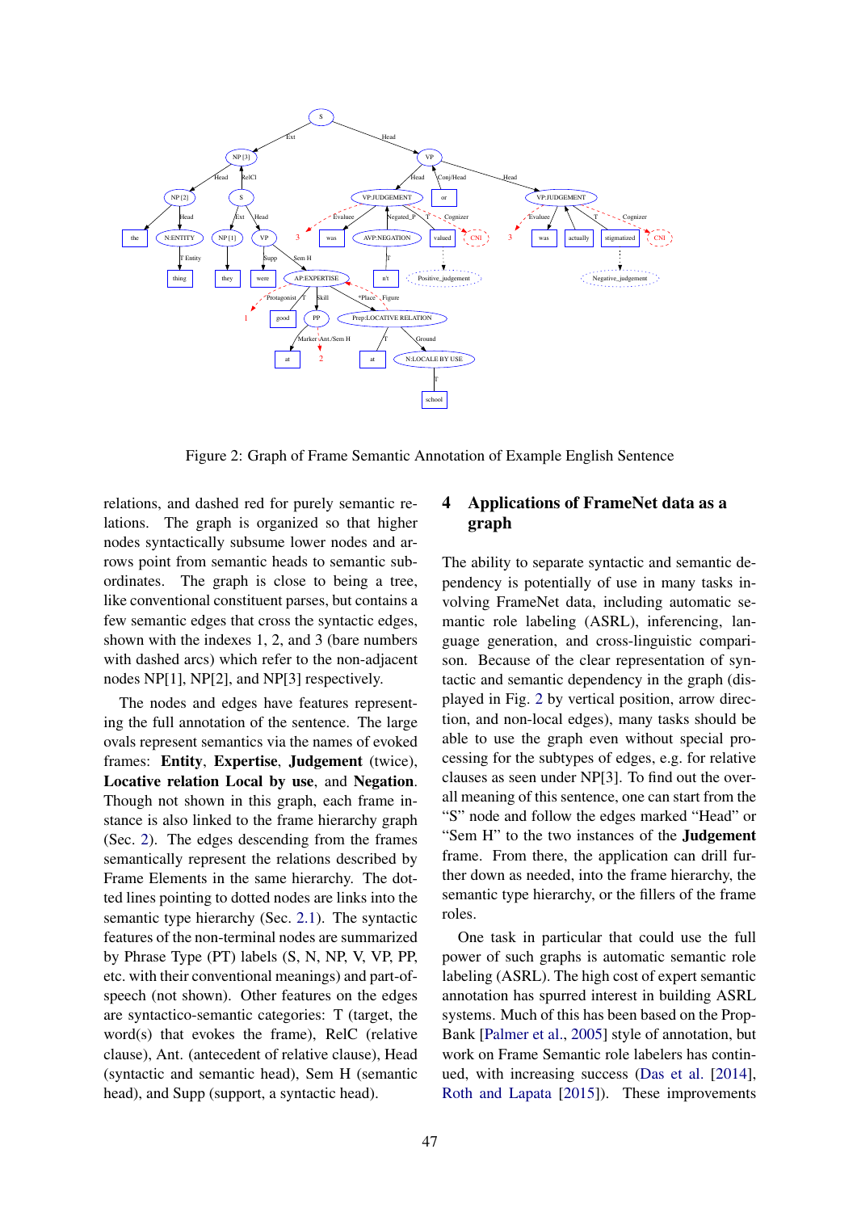Figure 2: Graph of Frame Semantic Annotation of Example English Sentence

relations, and dashed red for purely semantic relations. The graph is organized so that higher nodes syntactically subsume lower nodes and arrows point from semantic heads to semantic subordinates. The graph is close to being a tree, like conventional constituent parses, but contains a few semantic edges that cross the syntactic edges, shown with the indexes 1, 2, and 3 (bare numbers with dashed arcs) which refer to the non-adjacent nodes NP[1], NP[2], and NP[3] respectively.

The nodes and edges have features representing the full annotation of the sentence. The large ovals represent semantics via the names of evoked frames: **Entity**, **Expertise**, **Judgement** (twice), **Locative relation Local by use**, and **Negation**. Though not shown in this graph, each frame instance is also linked to the frame hierarchy graph (Sec. 2). The edges descending from the frames semantically represent the relations described by Frame Elements in the same hierarchy. The dotted lines pointing to dotted nodes are links into the semantic type hierarchy (Sec. 2.1). The syntactic features of the non-terminal nodes are summarized by Phrase Type (PT) labels (S, N, NP, V, VP, PP, etc. with their conventional meanings) and part-of-speech (not shown). Other features on the edges are syntactico-semantic categories: T (target, the word(s) that evokes the frame), RelC (relative clause), Ant. (antecedent of relative clause), Head (syntactic and semantic head), Sem H (semantic head), and Supp (support, a syntactic head).

## 4 Applications of FrameNet data as a graph

The ability to separate syntactic and semantic dependency is potentially of use in many tasks involving FrameNet data, including automatic semantic role labeling (ASRL), inferencing, language generation, and cross-linguistic comparison. Because of the clear representation of syntactic and semantic dependency in the graph (displayed in Fig. 2 by vertical position, arrow direction, and non-local edges), many tasks should be able to use the graph even without special processing for the subtypes of edges, e.g. for relative clauses as seen under NP[3]. To find out the overall meaning of this sentence, one can start from the "S" node and follow the edges marked "Head" or "Sem H" to the two instances of the **Judgement** frame. From there, the application can drill further down as needed, into the frame hierarchy, the semantic type hierarchy, or the fillers of the frame roles.

One task in particular that could use the full power of such graphs is automatic semantic role labeling (ASRL). The high cost of expert semantic annotation has spurred interest in building ASRL systems. Much of this has been based on the PropBank [Palmer et al., 2005] style of annotation, but work on Frame Semantic role labelers has continued, with increasing success (Das et al. [2014], Roth and Lapata [2015]). These improvements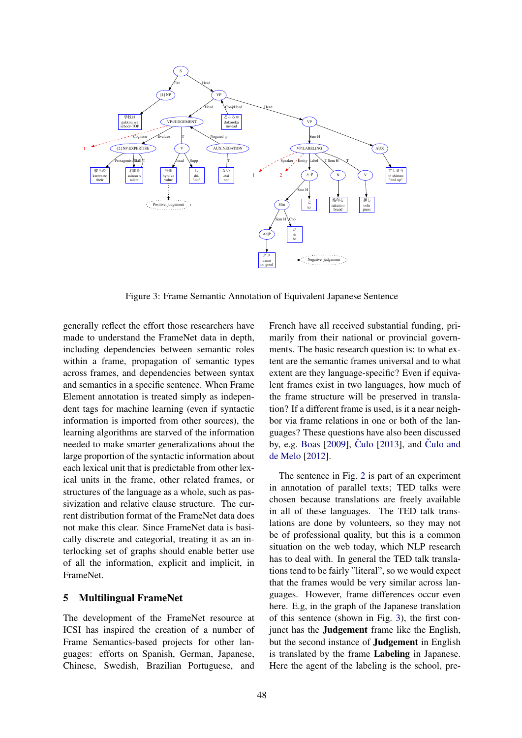Figure 3: Frame Semantic Annotation of Equivalent Japanese Sentence

generally reflect the effort those researchers have made to understand the FrameNet data in depth, including dependencies between semantic roles within a frame, propagation of semantic types across frames, and dependencies between syntax and semantics in a specific sentence. When Frame Element annotation is treated simply as independent tags for machine learning (even if syntactic information is imported from other sources), the learning algorithms are starved of the information needed to make smarter generalizations about the large proportion of the syntactic information about each lexical unit that is predictable from other lexical units in the frame, other related frames, or structures of the language as a whole, such as passivization and relative clause structure. The current distribution format of the FrameNet data does not make this clear. Since FrameNet data is basically discrete and categorial, treating it as an interlocking set of graphs should enable better use of all the information, explicit and implicit, in FrameNet.

## 5 Multilingual FrameNet

The development of the FrameNet resource at ICSI has inspired the creation of a number of Frame Semantics-based projects for other languages: efforts on Spanish, German, Japanese, Chinese, Swedish, Brazilian Portuguese, and French have all received substantial funding, primarily from their national or provincial governments. The basic research question is: to what extent are the semantic frames universal and to what extent are they language-specific? Even if equivalent frames exist in two languages, how much of the frame structure will be preserved in translation? If a different frame is used, is it a near neighbor via frame relations in one or both of the languages? These questions have also been discussed by, e.g. Boas [2009], Čulo [2013], and Čulo and de Melo [2012].

The sentence in Fig. 2 is part of an experiment in annotation of parallel texts; TED talks were chosen because translations are freely available in all of these languages. The TED talk translations are done by volunteers, so they may not be of professional quality, but this is a common situation on the web today, which NLP research has to deal with. In general the TED talk translations tend to be fairly "literal", so we would expect that the frames would be very similar across languages. However, frame differences occur even here. E.g, in the graph of the Japanese translation of this sentence (shown in Fig. 3), the first conjunct has the **Judgement** frame like the English, but the second instance of **Judgement** in English is translated by the frame **Labeling** in Japanese. Here the agent of the labeling is the school, pre-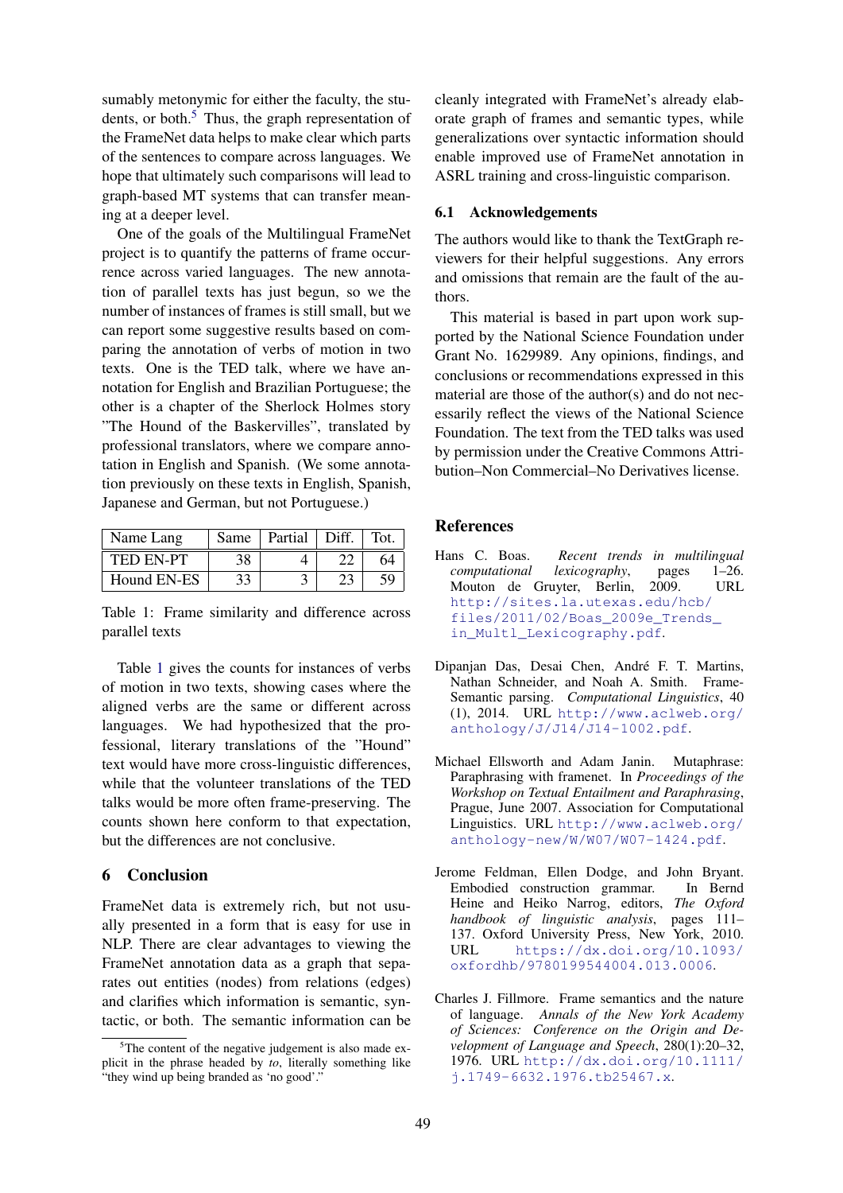sumably metonymic for either the faculty, the students, or both.[5] Thus, the graph representation of the FrameNet data helps to make clear which parts of the sentences to compare across languages. We hope that ultimately such comparisons will lead to graph-based MT systems that can transfer meaning at a deeper level.

One of the goals of the Multilingual FrameNet project is to quantify the patterns of frame occurrence across varied languages. The new annotation of parallel texts has just begun, so we the number of instances of frames is still small, but we can report some suggestive results based on comparing the annotation of verbs of motion in two texts. One is the TED talk, where we have annotation for English and Brazilian Portuguese; the other is a chapter of the Sherlock Holmes story "The Hound of the Baskervilles", translated by professional translators, where we compare annotation in English and Spanish. (We some annotation previously on these texts in English, Spanish, Japanese and German, but not Portuguese.)

| Name Lang | Same | Partial | Diff. | Tot. |
|---|---|---|---|---|
| TED EN-PT | 38 | 4 | 22 | 64 |
| Hound EN-ES | 33 | 3 | 23 | 59 |

Table 1: Frame similarity and difference across parallel texts

Table 1 gives the counts for instances of verbs of motion in two texts, showing cases where the aligned verbs are the same or different across languages. We had hypothesized that the professional, literary translations of the "Hound" text would have more cross-linguistic differences, while that the volunteer translations of the TED talks would be more often frame-preserving. The counts shown here conform to that expectation, but the differences are not conclusive.

## 6 Conclusion

FrameNet data is extremely rich, but not usually presented in a form that is easy for use in NLP. There are clear advantages to viewing the FrameNet annotation data as a graph that separates out entities (nodes) from relations (edges) and clarifies which information is semantic, syntactic, or both. The semantic information can be cleanly integrated with FrameNet's already elaborate graph of frames and semantic types, while generalizations over syntactic information should enable improved use of FrameNet annotation in ASRL training and cross-linguistic comparison.

### 6.1 Acknowledgements

The authors would like to thank the TextGraph reviewers for their helpful suggestions. Any errors and omissions that remain are the fault of the authors.

This material is based in part upon work supported by the National Science Foundation under Grant No. 1629989. Any opinions, findings, and conclusions or recommendations expressed in this material are those of the author(s) and do not necessarily reflect the views of the National Science Foundation. The text from the TED talks was used by permission under the Creative Commons Attribution–Non Commercial–No Derivatives license.

[5]The content of the negative judgement is also made explicit in the phrase headed by *to*, literally something like "they wind up being branded as 'no good'."

## References

Hans C. Boas. *Recent trends in multilingual computational lexicography*, pages 1–26. Mouton de Gruyter, Berlin, 2009. URL http://sites.la.utexas.edu/hcb/files/2011/02/Boas_2009e_Trends_in_Multl_Lexicography.pdf.

Dipanjan Das, Desai Chen, André F. T. Martins, Nathan Schneider, and Noah A. Smith. Frame-Semantic parsing. *Computational Linguistics*, 40 (1), 2014. URL http://www.aclweb.org/anthology/J/J14/J14-1002.pdf.

Michael Ellsworth and Adam Janin. Mutaphrase: Paraphrasing with framenet. In *Proceedings of the Workshop on Textual Entailment and Paraphrasing*, Prague, June 2007. Association for Computational Linguistics. URL http://www.aclweb.org/anthology-new/W/W07/W07-1424.pdf.

Jerome Feldman, Ellen Dodge, and John Bryant. Embodied construction grammar. In Bernd Heine and Heiko Narrog, editors, *The Oxford handbook of linguistic analysis*, pages 111–137. Oxford University Press, New York, 2010. URL https://dx.doi.org/10.1093/oxfordhb/9780199544004.013.0006.

Charles J. Fillmore. Frame semantics and the nature of language. *Annals of the New York Academy of Sciences: Conference on the Origin and Development of Language and Speech*, 280(1):20–32, 1976. URL http://dx.doi.org/10.1111/j.1749-6632.1976.tb25467.x.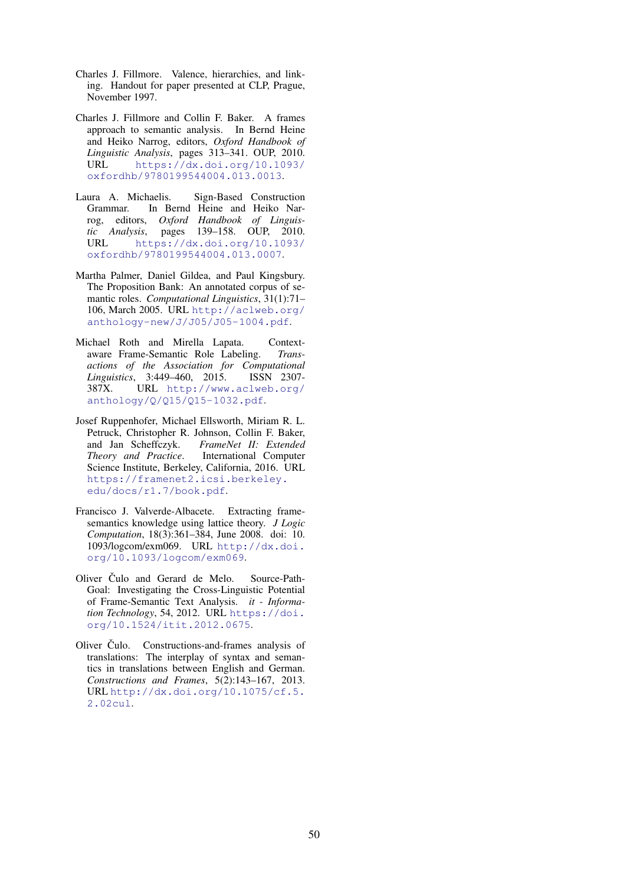Charles J. Fillmore. Valence, hierarchies, and linking. Handout for paper presented at CLP, Prague, November 1997.

Charles J. Fillmore and Collin F. Baker. A frames approach to semantic analysis. In Bernd Heine and Heiko Narrog, editors, *Oxford Handbook of Linguistic Analysis*, pages 313–341. OUP, 2010. URL https://dx.doi.org/10.1093/oxfordhb/9780199544004.013.0013.

Laura A. Michaelis. Sign-Based Construction Grammar. In Bernd Heine and Heiko Narrog, editors, *Oxford Handbook of Linguistic Analysis*, pages 139–158. OUP, 2010. URL https://dx.doi.org/10.1093/oxfordhb/9780199544004.013.0007.

Martha Palmer, Daniel Gildea, and Paul Kingsbury. The Proposition Bank: An annotated corpus of semantic roles. *Computational Linguistics*, 31(1):71–106, March 2005. URL http://aclweb.org/anthology-new/J/J05/J05-1004.pdf.

Michael Roth and Mirella Lapata. Context-aware Frame-Semantic Role Labeling. *Transactions of the Association for Computational Linguistics*, 3:449–460, 2015. ISSN 2307-387X. URL http://www.aclweb.org/anthology/Q/Q15/Q15-1032.pdf.

Josef Ruppenhofer, Michael Ellsworth, Miriam R. L. Petruck, Christopher R. Johnson, Collin F. Baker, and Jan Scheffczyk. *FrameNet II: Extended Theory and Practice*. International Computer Science Institute, Berkeley, California, 2016. URL https://framenet2.icsi.berkeley.edu/docs/r1.7/book.pdf.

Francisco J. Valverde-Albacete. Extracting frame-semantics knowledge using lattice theory. *J Logic Computation*, 18(3):361–384, June 2008. doi: 10.1093/logcom/exm069. URL http://dx.doi.org/10.1093/logcom/exm069.

Oliver Čulo and Gerard de Melo. Source-Path-Goal: Investigating the Cross-Linguistic Potential of Frame-Semantic Text Analysis. *it - Information Technology*, 54, 2012. URL https://doi.org/10.1524/itit.2012.0675.

Oliver Čulo. Constructions-and-frames analysis of translations: The interplay of syntax and semantics in translations between English and German. *Constructions and Frames*, 5(2):143–167, 2013. URL http://dx.doi.org/10.1075/cf.5.2.02cul.